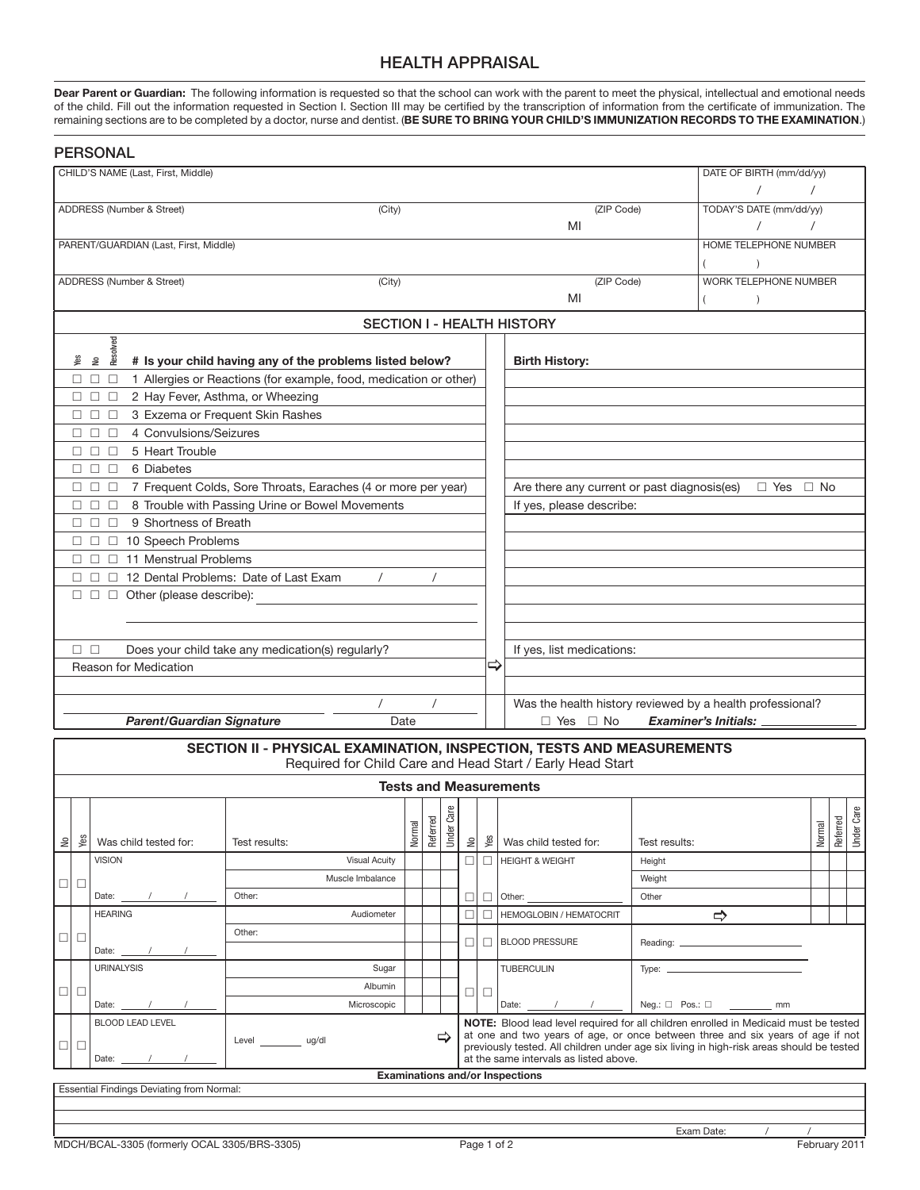# HEALTH APPRAISAL

**Dear Parent or Guardian:** The following information is requested so that the school can work with the parent to meet the physical, intellectual and emotional needs of the child. Fill out the information requested in Section I. Section III may be certified by the transcription of information from the certificate of immunization. The remaining sections are to be completed by a doctor, nurse and dentist. (**BE SURE TO BRING YOUR CHILD'S IMMUNIZATION RECORDS TO THE EXAMINATION**.)

## PERSONAL

| CHILD'S NAME (Last, First, Middle) | | | DATE OF BIRTH (mm/dd/yy) / / |
|---|---|---|---|
| ADDRESS (Number & Street) | (City) | (ZIP Code) MI | TODAY'S DATE (mm/dd/yy) / / |
| PARENT/GUARDIAN (Last, First, Middle) | | | HOME TELEPHONE NUMBER ( ) |
| ADDRESS (Number & Street) | (City) | (ZIP Code) MI | WORK TELEPHONE NUMBER ( ) |

## SECTION I - HEALTH HISTORY

| Yes | No | Resolved | # Is your child having any of the problems listed below? |
|---|---|---|---|
| ☐ | ☐ | ☐ | 1 Allergies or Reactions (for example, food, medication or other) |
| ☐ | ☐ | ☐ | 2 Hay Fever, Asthma, or Wheezing |
| ☐ | ☐ | ☐ | 3 Exzema or Frequent Skin Rashes |
| ☐ | ☐ | ☐ | 4 Convulsions/Seizures |
| ☐ | ☐ | ☐ | 5 Heart Trouble |
| ☐ | ☐ | ☐ | 6 Diabetes |
| ☐ | ☐ | ☐ | 7 Frequent Colds, Sore Throats, Earaches (4 or more per year) |
| ☐ | ☐ | ☐ | 8 Trouble with Passing Urine or Bowel Movements |
| ☐ | ☐ | ☐ | 9 Shortness of Breath |
| ☐ | ☐ | ☐ | 10 Speech Problems |
| ☐ | ☐ | ☐ | 11 Menstrual Problems |
| ☐ | ☐ | ☐ | 12 Dental Problems: Date of Last Exam / / |
| ☐ | ☐ | ☐ | Other (please describe): ________ |

☐ ☐ Does your child take any medication(s) regularly?

Reason for Medication ⇨

________ / / 
***Parent/Guardian Signature*** Date

**Birth History:**

Are there any current or past diagnosis(es) ☐ Yes ☐ No

If yes, please describe:

If yes, list medications:

Was the health history reviewed by a health professional?

☐ Yes ☐ No ***Examiner's Initials:*** ________

## SECTION II - PHYSICAL EXAMINATION, INSPECTION, TESTS AND MEASUREMENTS

Required for Child Care and Head Start / Early Head Start

### Tests and Measurements

| No | Yes | Was child tested for: | Test results: | Normal | Referred | Under Care |
|---|---|---|---|---|---|---|
| ☐ | ☐ | VISION | Visual Acuity | | | |
| | | | Muscle Imbalance | | | |
| | | Date: / / | Other: | | | |
| ☐ | ☐ | HEARING | Audiometer | | | |
| | | | Other: | | | |
| | | Date: / / | | | | |
| ☐ | ☐ | URINALYSIS | Sugar | | | |
| | | | Albumin | | | |
| | | Date: / / | Microscopic | | | |
| ☐ | ☐ | BLOOD LEAD LEVEL Date: / / | Level ____ ug/dl ⇨ | | | |

| No | Yes | Was child tested for: | Test results: | Normal | Referred | Under Care |
|---|---|---|---|---|---|---|
| ☐ | ☐ | HEIGHT & WEIGHT | Height | | | |
| | | | Weight | | | |
| ☐ | ☐ | Other: | Other | | | |
| ☐ | ☐ | HEMOGLOBIN / HEMATOCRIT | ⇨ | | | |
| ☐ | ☐ | BLOOD PRESSURE | Reading: ________ | | | |
| ☐ | ☐ | TUBERCULIN Date: / / | Type: ________ Neg.: ☐ Pos.: ☐ ____ mm | | | |

**NOTE:** Blood lead level required for all children enrolled in Medicaid must be tested at one and two years of age, or once between three and six years of age if not previously tested. All children under age six living in high-risk areas should be tested at the same intervals as listed above.

### Examinations and/or Inspections

Essential Findings Deviating from Normal:

Exam Date: / /

MDCH/BCAL-3305 (formerly OCAL 3305/BRS-3305) February 2011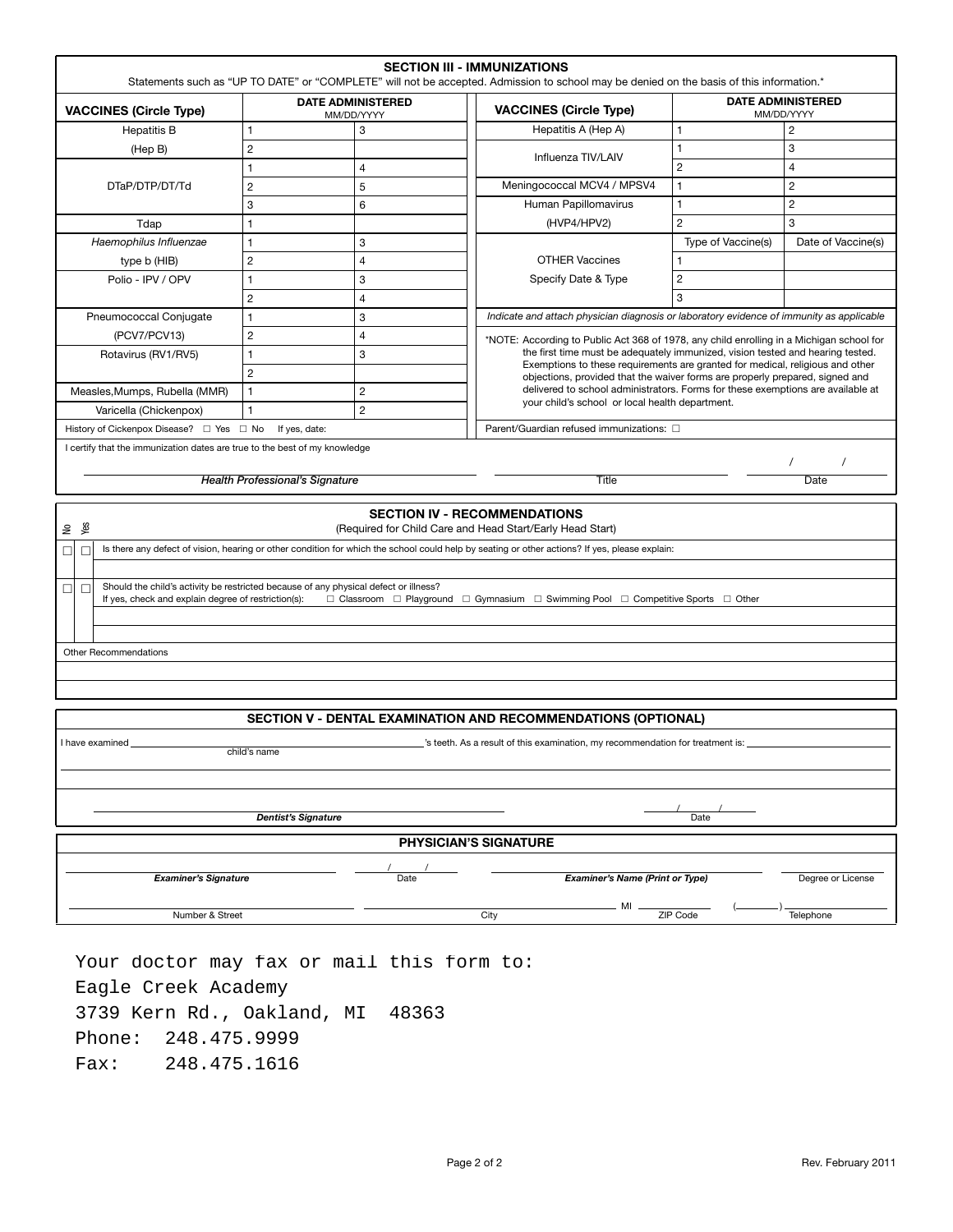## SECTION III - IMMUNIZATIONS

Statements such as "UP TO DATE" or "COMPLETE" will not be accepted. Admission to school may be denied on the basis of this information.*

| VACCINES (Circle Type) | DATE ADMINISTERED MM/DD/YYYY | | VACCINES (Circle Type) | DATE ADMINISTERED MM/DD/YYYY | |
|---|---|---|---|---|---|
| Hepatitis B | 1 | 3 | Hepatitis A (Hep A) | 1 | 2 |
| (Hep B) | 2 | | Influenza TIV/LAIV | 1 | 3 |
| DTaP/DTP/DT/Td | 1 | 4 | | 2 | 4 |
| | 2 | 5 | Meningococcal MCV4 / MPSV4 | 1 | 2 |
| | 3 | 6 | Human Papillomavirus | 1 | 2 |
| Tdap | 1 | | (HVP4/HPV2) | 2 | 3 |
| *Haemophilus Influenzae* | 1 | 3 | OTHER Vaccines Specify Date & Type | Type of Vaccine(s) | Date of Vaccine(s) |
| type b (HIB) | 2 | 4 | | 1 | |
| Polio - IPV / OPV | 1 | 3 | | 2 | |
| | 2 | 4 | | 3 | |
| Pneumococcal Conjugate | 1 | 3 | *Indicate and attach physician diagnosis or laboratory evidence of immunity as applicable* | | |
| (PCV7/PCV13) | 2 | 4 | | | |
| Rotavirus (RV1/RV5) | 1 | 3 | | | |
| | 2 | | | | |
| Measles,Mumps, Rubella (MMR) | 1 | 2 | | | |
| Varicella (Chickenpox) | 1 | 2 | | | |
| History of Cickenpox Disease? ☐ Yes ☐ No If yes, date: | | | Parent/Guardian refused immunizations: ☐ | | |

*NOTE: According to Public Act 368 of 1978, any child enrolling in a Michigan school for the first time must be adequately immunized, vision tested and hearing tested. Exemptions to these requirements are granted for medical, religious and other objections, provided that the waiver forms are properly prepared, signed and delivered to school administrators. Forms for these exemptions are available at your child's school or local health department.

I certify that the immunization dates are true to the best of my knowledge

_______________________ _______________ ___/___/___
***Health Professional's Signature*** Title Date

## SECTION IV - RECOMMENDATIONS

(Required for Child Care and Head Start/Early Head Start)

| No | Yes | |
|---|---|---|
| ☐ | ☐ | Is there any defect of vision, hearing or other condition for which the school could help by seating or other actions? If yes, please explain: |
| | | |
| ☐ | ☐ | Should the child's activity be restricted because of any physical defect or illness? If yes, check and explain degree of restriction(s): ☐ Classroom ☐ Playground ☐ Gymnasium ☐ Swimming Pool ☐ Competitive Sports ☐ Other |
| | | |
| | | |

Other Recommendations

## SECTION V - DENTAL EXAMINATION AND RECOMMENDATIONS (OPTIONAL)

I have examined _______________________ 's teeth. As a result of this examination, my recommendation for treatment is: _______________
child's name

_______________________ ___/___/___
***Dentist's Signature*** Date

## PHYSICIAN'S SIGNATURE

_______________________ ___/___/___ _______________________ _______________
***Examiner's Signature*** Date ***Examiner's Name (Print or Type)*** Degree or License

_______________________ _______________ MI _________ (_____) __________
Number & Street City ZIP Code Telephone

```
Your doctor may fax or mail this form to:
Eagle Creek Academy
3739 Kern Rd., Oakland, MI  48363
Phone:  248.475.9999
Fax:    248.475.1616
```

Rev. February 2011